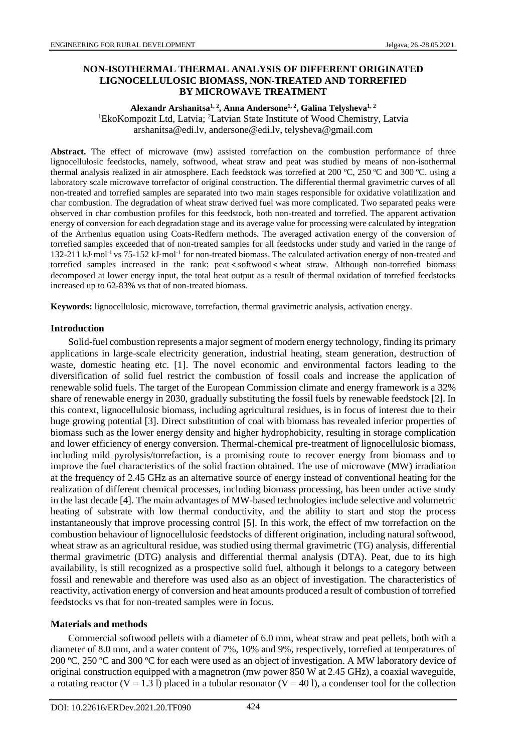# NON-ISOTHERMAL THERMAL ANALYSIS OF DIFFERENT ORIGINATED LIGNOCELLULOSIC BIOMASS, NON-TREATED AND TORREFIED BY MICROWAVE TREATMENT

**Alexandr Arshanitsa[1, 2], Anna Andersone[1, 2], Galina Telysheva[1, 2]**

[1]EkoKompozit Ltd, Latvia; [2]Latvian State Institute of Wood Chemistry, Latvia

arshanitsa@edi.lv, andersone@edi.lv, telysheva@gmail.com

**Abstract.** The effect of microwave (mw) assisted torrefaction on the combustion performance of three lignocellulosic feedstocks, namely, softwood, wheat straw and peat was studied by means of non-isothermal thermal analysis realized in air atmosphere. Each feedstock was torrefied at 200 ºC, 250 ºC and 300 ºC. using a laboratory scale microwave torrefactor of original construction. The differential thermal gravimetric curves of all non-treated and torrefied samples are separated into two main stages responsible for oxidative volatilization and char combustion. The degradation of wheat straw derived fuel was more complicated. Two separated peaks were observed in char combustion profiles for this feedstock, both non-treated and torrefied. The apparent activation energy of conversion for each degradation stage and its average value for processing were calculated by integration of the Arrhenius equation using Coats-Redfern methods. The averaged activation energy of the conversion of torrefied samples exceeded that of non-treated samples for all feedstocks under study and varied in the range of 132-211 kJ·mol$^{-1}$ vs 75-152 kJ·mol$^{-1}$ for non-treated biomass. The calculated activation energy of non-treated and torrefied samples increased in the rank: peat < softwood < wheat straw. Although non-torrefied biomass decomposed at lower energy input, the total heat output as a result of thermal oxidation of torrefied feedstocks increased up to 62-83% vs that of non-treated biomass.

**Keywords:** lignocellulosic, microwave, torrefaction, thermal gravimetric analysis, activation energy.

## Introduction

Solid-fuel combustion represents a major segment of modern energy technology, finding its primary applications in large-scale electricity generation, industrial heating, steam generation, destruction of waste, domestic heating etc. [1]. The novel economic and environmental factors leading to the diversification of solid fuel restrict the combustion of fossil coals and increase the application of renewable solid fuels. The target of the European Commission climate and energy framework is a 32% share of renewable energy in 2030, gradually substituting the fossil fuels by renewable feedstock [2]. In this context, lignocellulosic biomass, including agricultural residues, is in focus of interest due to their huge growing potential [3]. Direct substitution of coal with biomass has revealed inferior properties of biomass such as the lower energy density and higher hydrophobicity, resulting in storage complication and lower efficiency of energy conversion. Thermal-chemical pre-treatment of lignocellulosic biomass, including mild pyrolysis/torrefaction, is a promising route to recover energy from biomass and to improve the fuel characteristics of the solid fraction obtained. The use of microwave (MW) irradiation at the frequency of 2.45 GHz as an alternative source of energy instead of conventional heating for the realization of different chemical processes, including biomass processing, has been under active study in the last decade [4]. The main advantages of MW-based technologies include selective and volumetric heating of substrate with low thermal conductivity, and the ability to start and stop the process instantaneously that improve processing control [5]. In this work, the effect of mw torrefaction on the combustion behaviour of lignocellulosic feedstocks of different origination, including natural softwood, wheat straw as an agricultural residue, was studied using thermal gravimetric (TG) analysis, differential thermal gravimetric (DTG) analysis and differential thermal analysis (DTA). Peat, due to its high availability, is still recognized as a prospective solid fuel, although it belongs to a category between fossil and renewable and therefore was used also as an object of investigation. The characteristics of reactivity, activation energy of conversion and heat amounts produced a result of combustion of torrefied feedstocks vs that for non-treated samples were in focus.

## Materials and methods

Commercial softwood pellets with a diameter of 6.0 mm, wheat straw and peat pellets, both with a diameter of 8.0 mm, and a water content of 7%, 10% and 9%, respectively, torrefied at temperatures of 200 ºC, 250 ºC and 300 ºC for each were used as an object of investigation. A MW laboratory device of original construction equipped with a magnetron (mw power 850 W at 2.45 GHz), a coaxial waveguide, a rotating reactor (V = 1.3 l) placed in a tubular resonator (V = 40 l), a condenser tool for the collection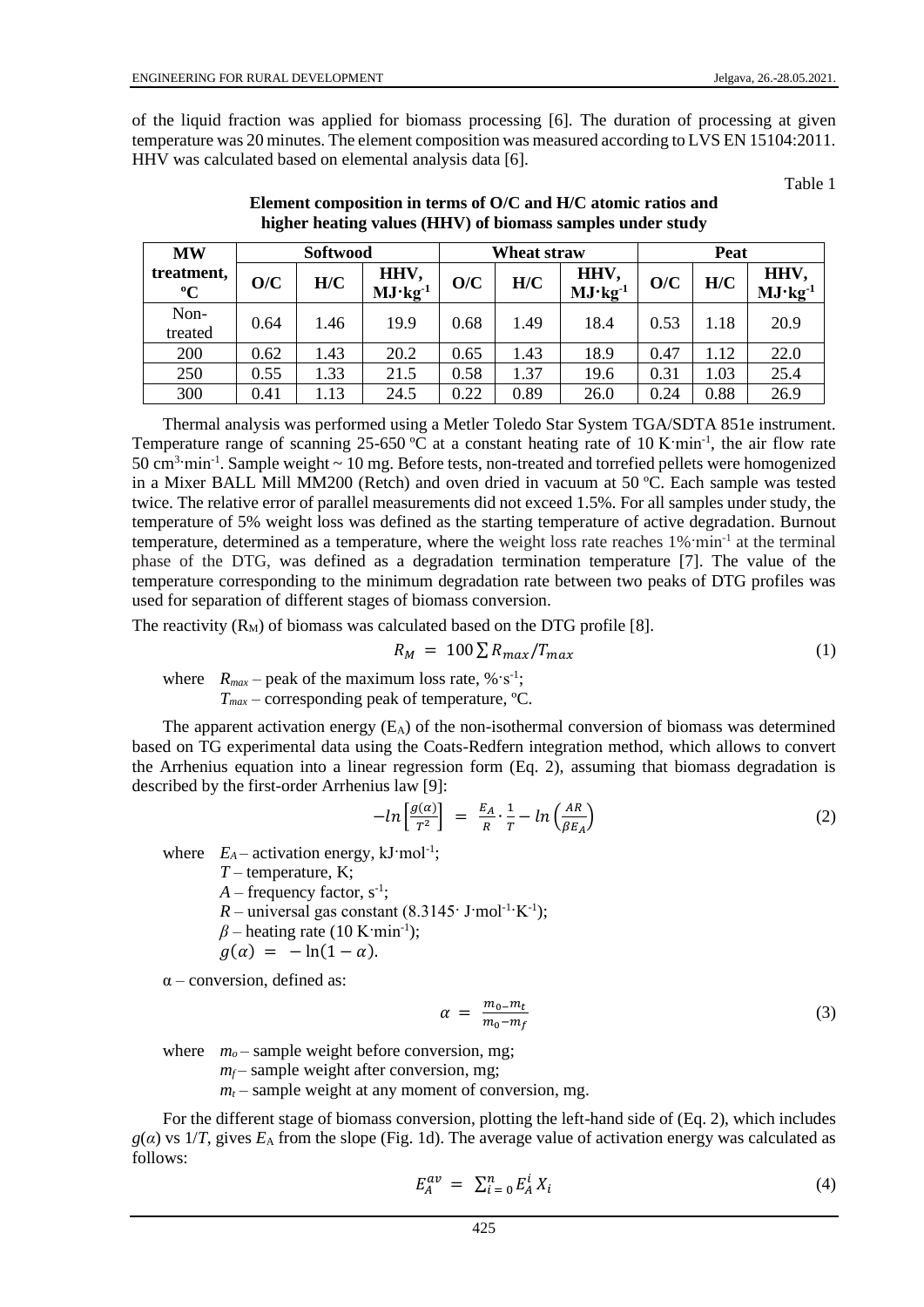of the liquid fraction was applied for biomass processing [6]. The duration of processing at given temperature was 20 minutes. The element composition was measured according to LVS EN 15104:2011. HHV was calculated based on elemental analysis data [6].

Table 1

**Element composition in terms of O/C and H/C atomic ratios and higher heating values (HHV) of biomass samples under study**

| MW treatment, ºC | Softwood | | | Wheat straw | | | Peat | | |
|---|---|---|---|---|---|---|---|---|---|
| | O/C | H/C | HHV, $MJ \cdot kg^{-1}$ | O/C | H/C | HHV, $MJ \cdot kg^{-1}$ | O/C | H/C | HHV, $MJ \cdot kg^{-1}$ |
| Non-treated | 0.64 | 1.46 | 19.9 | 0.68 | 1.49 | 18.4 | 0.53 | 1.18 | 20.9 |
| 200 | 0.62 | 1.43 | 20.2 | 0.65 | 1.43 | 18.9 | 0.47 | 1.12 | 22.0 |
| 250 | 0.55 | 1.33 | 21.5 | 0.58 | 1.37 | 19.6 | 0.31 | 1.03 | 25.4 |
| 300 | 0.41 | 1.13 | 24.5 | 0.22 | 0.89 | 26.0 | 0.24 | 0.88 | 26.9 |

Thermal analysis was performed using a Metler Toledo Star System TGA/SDTA 851e instrument. Temperature range of scanning 25-650 ºC at a constant heating rate of 10 $K \cdot min^{-1}$, the air flow rate 50 $cm^3 \cdot min^{-1}$. Sample weight ~ 10 mg. Before tests, non-treated and torrefied pellets were homogenized in a Mixer BALL Mill MM200 (Retch) and oven dried in vacuum at 50 ºC. Each sample was tested twice. The relative error of parallel measurements did not exceed 1.5%. For all samples under study, the temperature of 5% weight loss was defined as the starting temperature of active degradation. Burnout temperature, determined as a temperature, where the weight loss rate reaches 1%$\cdot min^{-1}$ at the terminal phase of the DTG, was defined as a degradation termination temperature [7]. The value of the temperature corresponding to the minimum degradation rate between two peaks of DTG profiles was used for separation of different stages of biomass conversion.

The reactivity ($R_M$) of biomass was calculated based on the DTG profile [8].

$$R_M = 100 \sum R_{max}/T_{max} \tag{1}$$

where $R_{max}$ – peak of the maximum loss rate, %$\cdot s^{-1}$;
$T_{max}$ – corresponding peak of temperature, ºC.

The apparent activation energy ($E_A$) of the non-isothermal conversion of biomass was determined based on TG experimental data using the Coats-Redfern integration method, which allows to convert the Arrhenius equation into a linear regression form (Eq. 2), assuming that biomass degradation is described by the first-order Arrhenius law [9]:

$$-ln\left[\frac{g(\alpha)}{T^2}\right] = \frac{E_A}{R} \cdot \frac{1}{T} - ln\left(\frac{AR}{\beta E_A}\right) \tag{2}$$

where $E_A$ – activation energy, $kJ \cdot mol^{-1}$;
$T$ – temperature, K;
$A$ – frequency factor, $s^{-1}$;
$R$ – universal gas constant (8.3145$\cdot$ $J \cdot mol^{-1} \cdot K^{-1}$);
$\beta$ – heating rate (10 $K \cdot min^{-1}$);
$g(\alpha) = -\ln(1-\alpha)$.

$\alpha$ – conversion, defined as:

$$\alpha = \frac{m_0 - m_t}{m_0 - m_f} \tag{3}$$

where $m_o$ – sample weight before conversion, mg;
$m_f$ – sample weight after conversion, mg;
$m_t$ – sample weight at any moment of conversion, mg.

For the different stage of biomass conversion, plotting the left-hand side of (Eq. 2), which includes $g(\alpha)$ vs $1/T$, gives $E_A$ from the slope (Fig. 1d). The average value of activation energy was calculated as follows:

$$E_A^{av} = \sum_{i=0}^{n} E_A^i X_i \tag{4}$$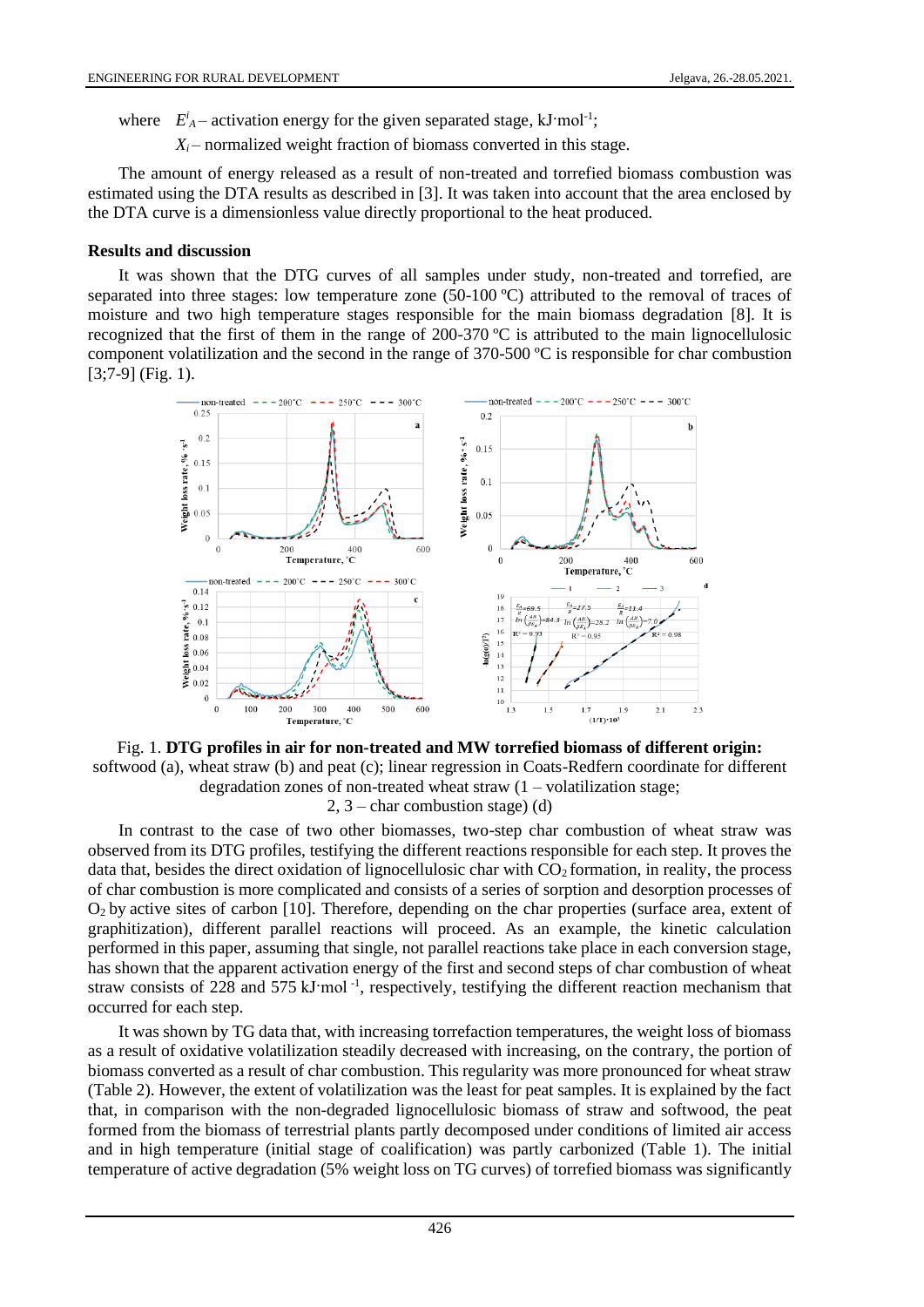where $E^i_A$ – activation energy for the given separated stage, kJ·mol[-1];

$X_i$ – normalized weight fraction of biomass converted in this stage.

The amount of energy released as a result of non-treated and torrefied biomass combustion was estimated using the DTA results as described in [3]. It was taken into account that the area enclosed by the DTA curve is a dimensionless value directly proportional to the heat produced.

## Results and discussion

It was shown that the DTG curves of all samples under study, non-treated and torrefied, are separated into three stages: low temperature zone (50-100 ºC) attributed to the removal of traces of moisture and two high temperature stages responsible for the main biomass degradation [8]. It is recognized that the first of them in the range of 200-370 ºC is attributed to the main lignocellulosic component volatilization and the second in the range of 370-500 ºC is responsible for char combustion [3;7-9] (Fig. 1).

Fig. 1. **DTG profiles in air for non-treated and MW torrefied biomass of different origin:** softwood (a), wheat straw (b) and peat (c); linear regression in Coats-Redfern coordinate for different degradation zones of non-treated wheat straw (1 – volatilization stage; 2, 3 – char combustion stage) (d)

In contrast to the case of two other biomasses, two-step char combustion of wheat straw was observed from its DTG profiles, testifying the different reactions responsible for each step. It proves the data that, besides the direct oxidation of lignocellulosic char with $CO_2$ formation, in reality, the process of char combustion is more complicated and consists of a series of sorption and desorption processes of $O_2$ by active sites of carbon [10]. Therefore, depending on the char properties (surface area, extent of graphitization), different parallel reactions will proceed. As an example, the kinetic calculation performed in this paper, assuming that single, not parallel reactions take place in each conversion stage, has shown that the apparent activation energy of the first and second steps of char combustion of wheat straw consists of 228 and 575 kJ·mol[-1], respectively, testifying the different reaction mechanism that occurred for each step.

It was shown by TG data that, with increasing torrefaction temperatures, the weight loss of biomass as a result of oxidative volatilization steadily decreased with increasing, on the contrary, the portion of biomass converted as a result of char combustion. This regularity was more pronounced for wheat straw (Table 2). However, the extent of volatilization was the least for peat samples. It is explained by the fact that, in comparison with the non-degraded lignocellulosic biomass of straw and softwood, the peat formed from the biomass of terrestrial plants partly decomposed under conditions of limited air access and in high temperature (initial stage of coalification) was partly carbonized (Table 1). The initial temperature of active degradation (5% weight loss on TG curves) of torrefied biomass was significantly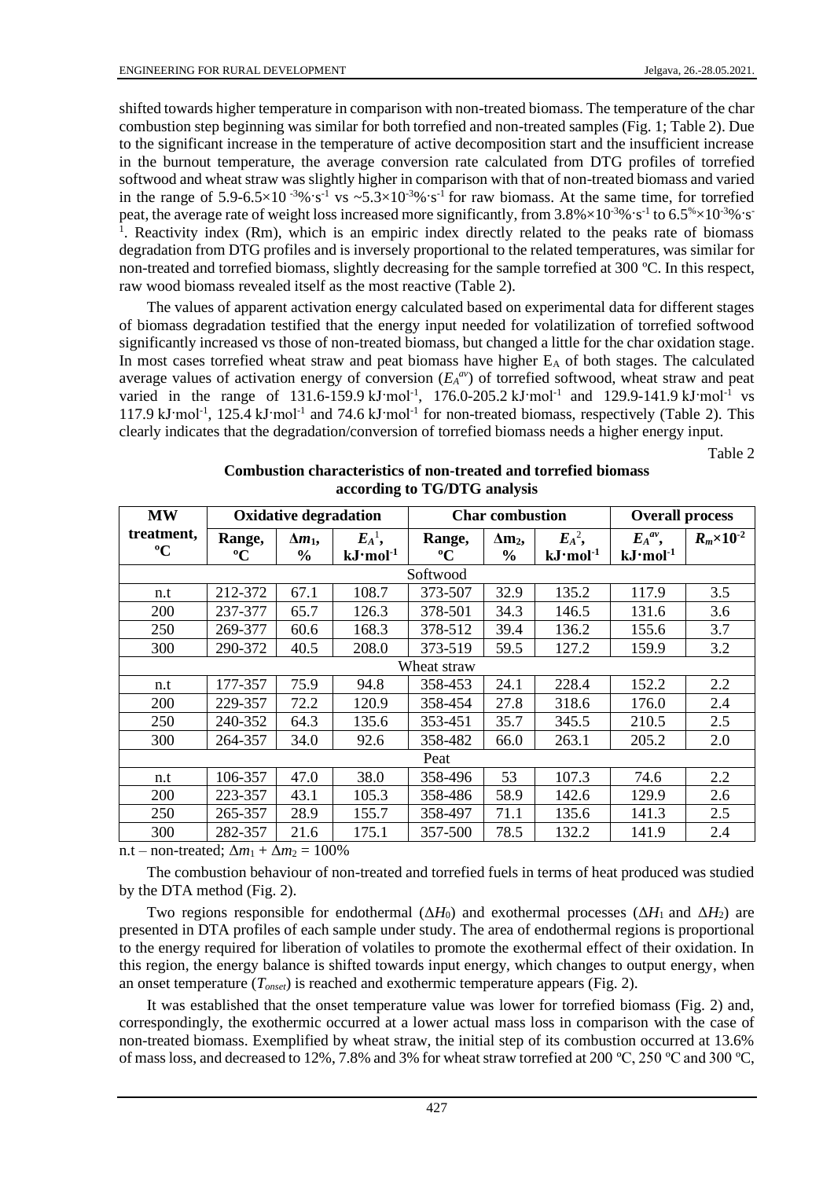shifted towards higher temperature in comparison with non-treated biomass. The temperature of the char combustion step beginning was similar for both torrefied and non-treated samples (Fig. 1; Table 2). Due to the significant increase in the temperature of active decomposition start and the insufficient increase in the burnout temperature, the average conversion rate calculated from DTG profiles of torrefied softwood and wheat straw was slightly higher in comparison with that of non-treated biomass and varied in the range of 5.9-6.5×10 $^{-3}$%·s$^{-1}$ vs ~5.3×10$^{-3}$%·s$^{-1}$ for raw biomass. At the same time, for torrefied peat, the average rate of weight loss increased more significantly, from 3.8%×10$^{-3}$%·s$^{-1}$ to 6.5%×10$^{-3}$%·s$^{-1}$. Reactivity index (Rm), which is an empiric index directly related to the peaks rate of biomass degradation from DTG profiles and is inversely proportional to the related temperatures, was similar for non-treated and torrefied biomass, slightly decreasing for the sample torrefied at 300 ºC. In this respect, raw wood biomass revealed itself as the most reactive (Table 2).

The values of apparent activation energy calculated based on experimental data for different stages of biomass degradation testified that the energy input needed for volatilization of torrefied softwood significantly increased vs those of non-treated biomass, but changed a little for the char oxidation stage. In most cases torrefied wheat straw and peat biomass have higher $E_A$ of both stages. The calculated average values of activation energy of conversion ($E_A^{av}$) of torrefied softwood, wheat straw and peat varied in the range of 131.6-159.9 kJ·mol$^{-1}$, 176.0-205.2 kJ·mol$^{-1}$ and 129.9-141.9 kJ·mol$^{-1}$ vs 117.9 kJ·mol$^{-1}$, 125.4 kJ·mol$^{-1}$ and 74.6 kJ·mol$^{-1}$ for non-treated biomass, respectively (Table 2). This clearly indicates that the degradation/conversion of torrefied biomass needs a higher energy input.

Table 2

**Combustion characteristics of non-treated and torrefied biomass according to TG/DTG analysis**

| MW treatment, ºC | Oxidative degradation | | | Char combustion | | | Overall process | |
|---|---|---|---|---|---|---|---|---|
| | Range, ºC | $\Delta m_1$, % | $E_A^1$, kJ·mol$^{-1}$ | Range, ºC | $\Delta m_2$, % | $E_A^2$, kJ·mol$^{-1}$ | $E_A^{av}$, kJ·mol$^{-1}$ | $R_m$×10$^{-2}$ |
| Softwood | | | | | | | | |
| n.t | 212-372 | 67.1 | 108.7 | 373-507 | 32.9 | 135.2 | 117.9 | 3.5 |
| 200 | 237-377 | 65.7 | 126.3 | 378-501 | 34.3 | 146.5 | 131.6 | 3.6 |
| 250 | 269-377 | 60.6 | 168.3 | 378-512 | 39.4 | 136.2 | 155.6 | 3.7 |
| 300 | 290-372 | 40.5 | 208.0 | 373-519 | 59.5 | 127.2 | 159.9 | 3.2 |
| Wheat straw | | | | | | | | |
| n.t | 177-357 | 75.9 | 94.8 | 358-453 | 24.1 | 228.4 | 152.2 | 2.2 |
| 200 | 229-357 | 72.2 | 120.9 | 358-454 | 27.8 | 318.6 | 176.0 | 2.4 |
| 250 | 240-352 | 64.3 | 135.6 | 353-451 | 35.7 | 345.5 | 210.5 | 2.5 |
| 300 | 264-357 | 34.0 | 92.6 | 358-482 | 66.0 | 263.1 | 205.2 | 2.0 |
| Peat | | | | | | | | |
| n.t | 106-357 | 47.0 | 38.0 | 358-496 | 53 | 107.3 | 74.6 | 2.2 |
| 200 | 223-357 | 43.1 | 105.3 | 358-486 | 58.9 | 142.6 | 129.9 | 2.6 |
| 250 | 265-357 | 28.9 | 155.7 | 358-497 | 71.1 | 135.6 | 141.3 | 2.5 |
| 300 | 282-357 | 21.6 | 175.1 | 357-500 | 78.5 | 132.2 | 141.9 | 2.4 |

n.t – non-treated; $\Delta m_1 + \Delta m_2 = 100\%$

The combustion behaviour of non-treated and torrefied fuels in terms of heat produced was studied by the DTA method (Fig. 2).

Two regions responsible for endothermal ($\Delta H_0$) and exothermal processes ($\Delta H_1$ and $\Delta H_2$) are presented in DTA profiles of each sample under study. The area of endothermal regions is proportional to the energy required for liberation of volatiles to promote the exothermal effect of their oxidation. In this region, the energy balance is shifted towards input energy, which changes to output energy, when an onset temperature ($T_{onset}$) is reached and exothermic temperature appears (Fig. 2).

It was established that the onset temperature value was lower for torrefied biomass (Fig. 2) and, correspondingly, the exothermic occurred at a lower actual mass loss in comparison with the case of non-treated biomass. Exemplified by wheat straw, the initial step of its combustion occurred at 13.6% of mass loss, and decreased to 12%, 7.8% and 3% for wheat straw torrefied at 200 ºC, 250 ºC and 300 ºC,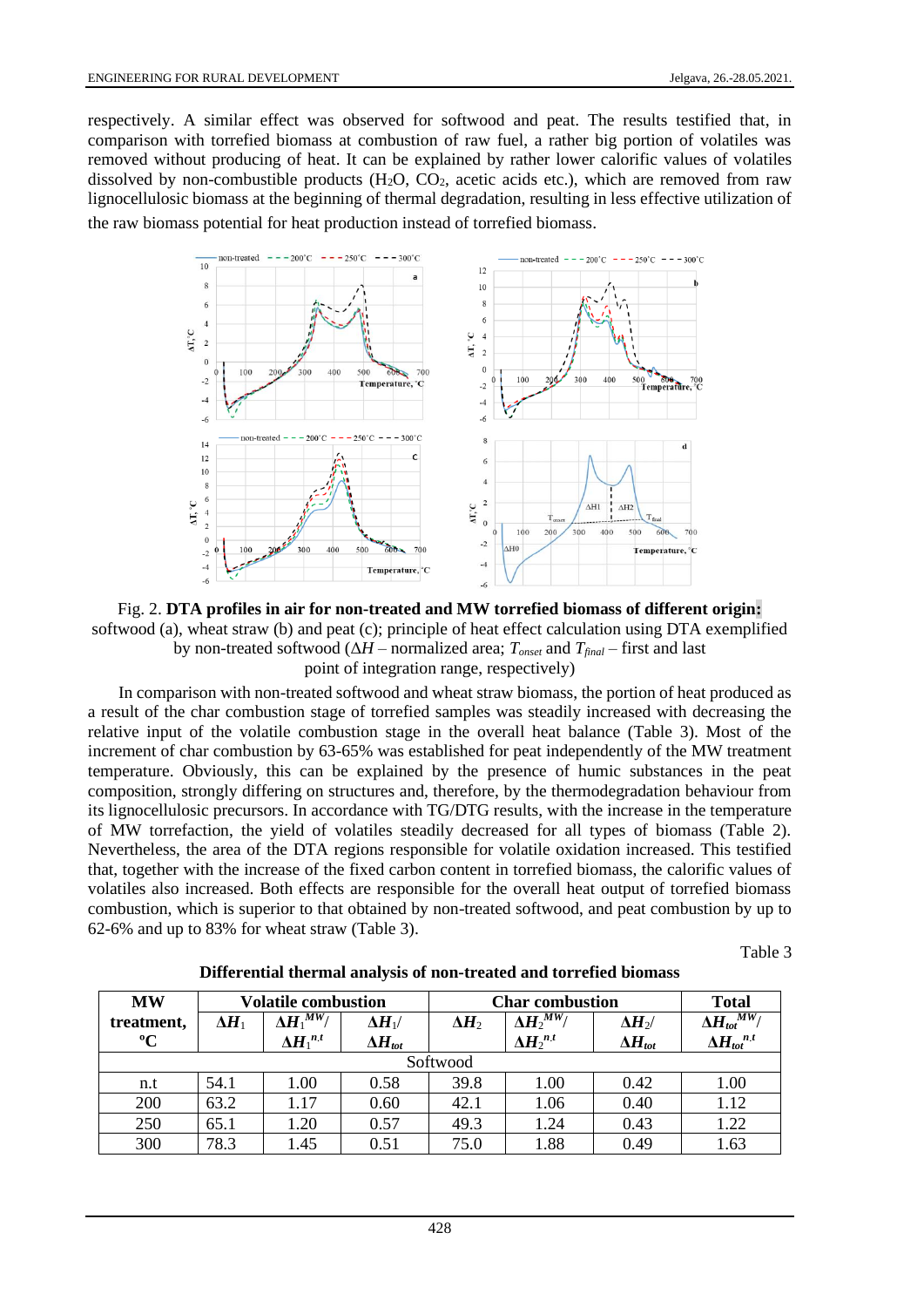respectively. A similar effect was observed for softwood and peat. The results testified that, in comparison with torrefied biomass at combustion of raw fuel, a rather big portion of volatiles was removed without producing of heat. It can be explained by rather lower calorific values of volatiles dissolved by non-combustible products ($H_2O$, $CO_2$, acetic acids etc.), which are removed from raw lignocellulosic biomass at the beginning of thermal degradation, resulting in less effective utilization of the raw biomass potential for heat production instead of torrefied biomass.

Fig. 2. **DTA profiles in air for non-treated and MW torrefied biomass of different origin:** softwood (a), wheat straw (b) and peat (c); principle of heat effect calculation using DTA exemplified by non-treated softwood ($\Delta H$ – normalized area; $T_{onset}$ and $T_{final}$ – first and last point of integration range, respectively)

In comparison with non-treated softwood and wheat straw biomass, the portion of heat produced as a result of the char combustion stage of torrefied samples was steadily increased with decreasing the relative input of the volatile combustion stage in the overall heat balance (Table 3). Most of the increment of char combustion by 63-65% was established for peat independently of the MW treatment temperature. Obviously, this can be explained by the presence of humic substances in the peat composition, strongly differing on structures and, therefore, by the thermodegradation behaviour from its lignocellulosic precursors. In accordance with TG/DTG results, with the increase in the temperature of MW torrefaction, the yield of volatiles steadily decreased for all types of biomass (Table 2). Nevertheless, the area of the DTA regions responsible for volatile oxidation increased. This testified that, together with the increase of the fixed carbon content in torrefied biomass, the calorific values of volatiles also increased. Both effects are responsible for the overall heat output of torrefied biomass combustion, which is superior to that obtained by non-treated softwood, and peat combustion by up to 62-6% and up to 83% for wheat straw (Table 3).

Table 3

**Differential thermal analysis of non-treated and torrefied biomass**

| MW treatment, °C | Volatile combustion | | | Char combustion | | | Total |
|---|---|---|---|---|---|---|---|
| | $\Delta H_1$ | $\Delta H_1^{MW}/\Delta H_1^{n.t}$ | $\Delta H_1/\Delta H_{tot}$ | $\Delta H_2$ | $\Delta H_2^{MW}/\Delta H_2^{n.t}$ | $\Delta H_2/\Delta H_{tot}$ | $\Delta H_{tot}^{MW}/\Delta H_{tot}^{n.t}$ |
| Softwood | | | | | | | |
| n.t | 54.1 | 1.00 | 0.58 | 39.8 | 1.00 | 0.42 | 1.00 |
| 200 | 63.2 | 1.17 | 0.60 | 42.1 | 1.06 | 0.40 | 1.12 |
| 250 | 65.1 | 1.20 | 0.57 | 49.3 | 1.24 | 0.43 | 1.22 |
| 300 | 78.3 | 1.45 | 0.51 | 75.0 | 1.88 | 0.49 | 1.63 |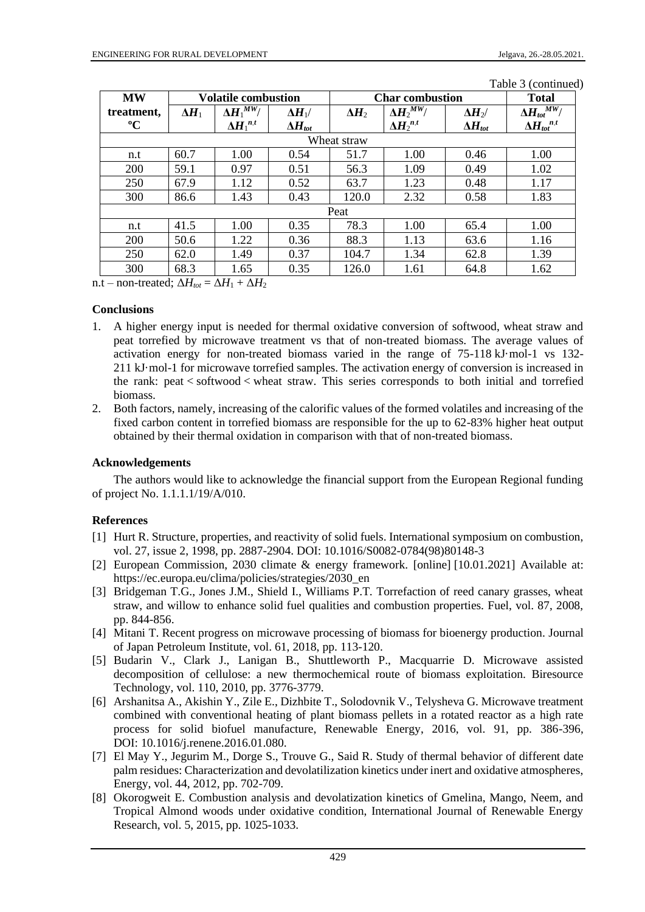Table 3 (continued)

| MW treatment, °C | Volatile combustion | | | Char combustion | | | Total |
|---|---|---|---|---|---|---|---|
| | $\Delta H_1$ | $\Delta H_1^{MW}/\Delta H_1^{n.t}$ | $\Delta H_1/\Delta H_{tot}$ | $\Delta H_2$ | $\Delta H_2^{MW}/\Delta H_2^{n.t}$ | $\Delta H_2/\Delta H_{tot}$ | $\Delta H_{tot}^{MW}/\Delta H_{tot}^{n.t}$ |
| Wheat straw | | | | | | | |
| n.t | 60.7 | 1.00 | 0.54 | 51.7 | 1.00 | 0.46 | 1.00 |
| 200 | 59.1 | 0.97 | 0.51 | 56.3 | 1.09 | 0.49 | 1.02 |
| 250 | 67.9 | 1.12 | 0.52 | 63.7 | 1.23 | 0.48 | 1.17 |
| 300 | 86.6 | 1.43 | 0.43 | 120.0 | 2.32 | 0.58 | 1.83 |
| Peat | | | | | | | |
| n.t | 41.5 | 1.00 | 0.35 | 78.3 | 1.00 | 65.4 | 1.00 |
| 200 | 50.6 | 1.22 | 0.36 | 88.3 | 1.13 | 63.6 | 1.16 |
| 250 | 62.0 | 1.49 | 0.37 | 104.7 | 1.34 | 62.8 | 1.39 |
| 300 | 68.3 | 1.65 | 0.35 | 126.0 | 1.61 | 64.8 | 1.62 |

n.t – non-treated; $\Delta H_{tot} = \Delta H_1 + \Delta H_2$

## Conclusions

1. A higher energy input is needed for thermal oxidative conversion of softwood, wheat straw and peat torrefied by microwave treatment vs that of non-treated biomass. The average values of activation energy for non-treated biomass varied in the range of 75-118 kJ·mol-1 vs 132-211 kJ·mol-1 for microwave torrefied samples. The activation energy of conversion is increased in the rank: peat < softwood < wheat straw. This series corresponds to both initial and torrefied biomass.
2. Both factors, namely, increasing of the calorific values of the formed volatiles and increasing of the fixed carbon content in torrefied biomass are responsible for the up to 62-83% higher heat output obtained by their thermal oxidation in comparison with that of non-treated biomass.

## Acknowledgements

The authors would like to acknowledge the financial support from the European Regional funding of project No. 1.1.1.1/19/A/010.

## References

[1] Hurt R. Structure, properties, and reactivity of solid fuels. International symposium on combustion, vol. 27, issue 2, 1998, pp. 2887-2904. DOI: 10.1016/S0082-0784(98)80148-3

[2] European Commission, 2030 climate & energy framework. [online] [10.01.2021] Available at: https://ec.europa.eu/clima/policies/strategies/2030_en

[3] Bridgeman T.G., Jones J.M., Shield I., Williams P.T. Torrefaction of reed canary grasses, wheat straw, and willow to enhance solid fuel qualities and combustion properties. Fuel, vol. 87, 2008, pp. 844-856.

[4] Mitani T. Recent progress on microwave processing of biomass for bioenergy production. Journal of Japan Petroleum Institute, vol. 61, 2018, pp. 113-120.

[5] Budarin V., Clark J., Lanigan B., Shuttleworth P., Macquarrie D. Microwave assisted decomposition of cellulose: a new thermochemical route of biomass exploitation. Biresource Technology, vol. 110, 2010, pp. 3776-3779.

[6] Arshanitsa A., Akishin Y., Zile E., Dizhbite T., Solodovnik V., Telysheva G. Microwave treatment combined with conventional heating of plant biomass pellets in a rotated reactor as a high rate process for solid biofuel manufacture, Renewable Energy, 2016, vol. 91, pp. 386-396, DOI: 10.1016/j.renene.2016.01.080.

[7] El May Y., Jegurim M., Dorge S., Trouve G., Said R. Study of thermal behavior of different date palm residues: Characterization and devolatilization kinetics under inert and oxidative atmospheres, Energy, vol. 44, 2012, pp. 702-709.

[8] Okorogweit E. Combustion analysis and devolatization kinetics of Gmelina, Mango, Neem, and Tropical Almond woods under oxidative condition, International Journal of Renewable Energy Research, vol. 5, 2015, pp. 1025-1033.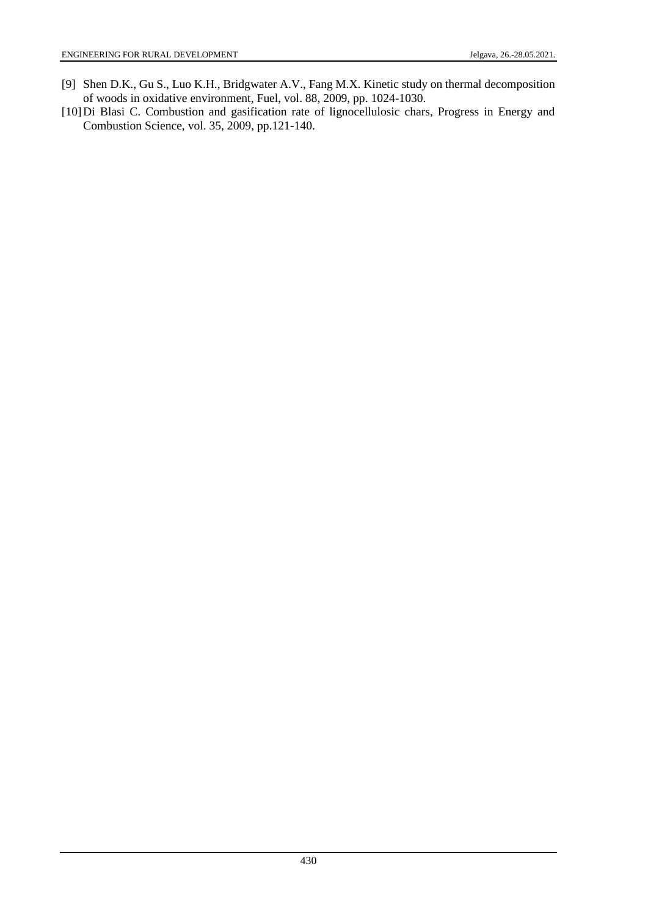[9] Shen D.K., Gu S., Luo K.H., Bridgwater A.V., Fang M.X. Kinetic study on thermal decomposition of woods in oxidative environment, Fuel, vol. 88, 2009, pp. 1024-1030.

[10] Di Blasi C. Combustion and gasification rate of lignocellulosic chars, Progress in Energy and Combustion Science, vol. 35, 2009, pp.121-140.